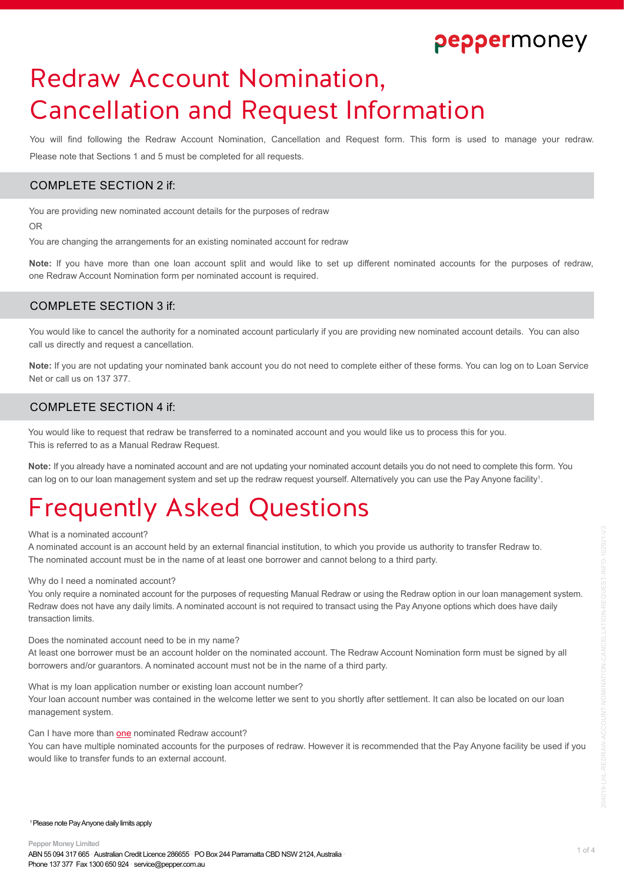# Redraw Account Nomination, Cancellation and Request Information

You will find following the Redraw Account Nomination, Cancellation and Request form. This form is used to manage your redraw. Please note that Sections 1 and 5 must be completed for all requests.

## COMPLETE SECTION 2 if:

You are providing new nominated account details for the purposes of redraw

OR

You are changing the arrangements for an existing nominated account for redraw

**Note:** If you have more than one loan account split and would like to set up different nominated accounts for the purposes of redraw, one Redraw Account Nomination form per nominated account is required.

## COMPLETE SECTION 3 if:

You would like to cancel the authority for a nominated account particularly if you are providing new nominated account details. You can also call us directly and request a cancellation.

**Note:** If you are not updating your nominated bank account you do not need to complete either of these forms. You can log on to Loan Service Net or call us on 137 377.

## COMPLETE SECTION 4 if:

You would like to request that redraw be transferred to a nominated account and you would like us to process this for you. This is referred to as a Manual Redraw Request.

**Note:** If you already have a nominated account and are not updating your nominated account details you do not need to complete this form. You can log on to our loan management system and set up the redraw request yourself. Alternatively you can use the Pay Anyone facility[1].

# Frequently Asked Questions

What is a nominated account?
A nominated account is an account held by an external financial institution, to which you provide us authority to transfer Redraw to. The nominated account must be in the name of at least one borrower and cannot belong to a third party.

Why do I need a nominated account?
You only require a nominated account for the purposes of requesting Manual Redraw or using the Redraw option in our loan management system. Redraw does not have any daily limits. A nominated account is not required to transact using the Pay Anyone options which does have daily transaction limits.

Does the nominated account need to be in my name?
At least one borrower must be an account holder on the nominated account. The Redraw Account Nomination form must be signed by all borrowers and/or guarantors. A nominated account must not be in the name of a third party.

What is my loan application number or existing loan account number?
Your loan account number was contained in the welcome letter we sent to you shortly after settlement. It can also be located on our loan management system.

Can I have more than one nominated Redraw account?
You can have multiple nominated accounts for the purposes of redraw. However it is recommended that the Pay Anyone facility be used if you would like to transfer funds to an external account.

[1] Please note Pay Anyone daily limits apply

**Pepper Money Limited**
ABN 55 094 317 665 · Australian Credit Licence 286655 · PO Box 244 Parramatta CBD NSW 2124, Australia
Phone 137 377 Fax 1300 650 924 · service@pepper.com.au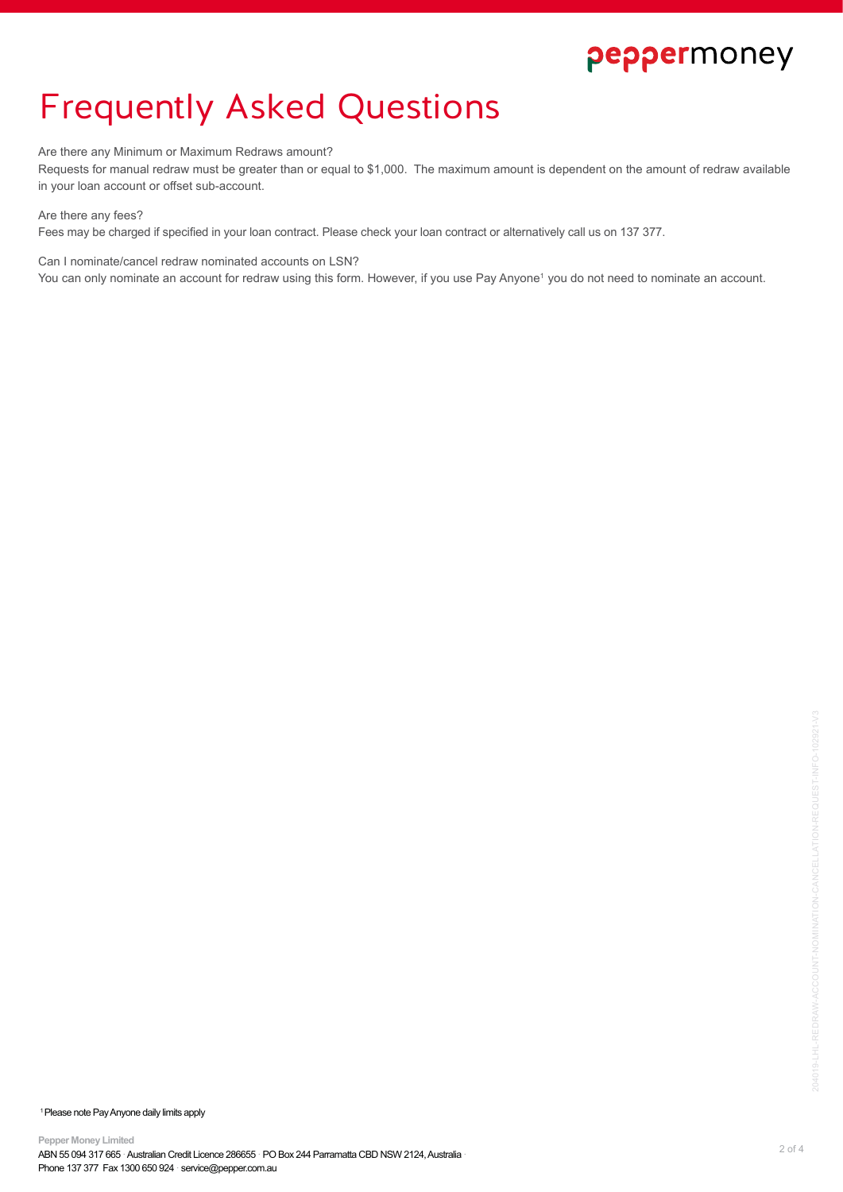# Frequently Asked Questions

Are there any Minimum or Maximum Redraws amount?

Requests for manual redraw must be greater than or equal to $1,000. The maximum amount is dependent on the amount of redraw available in your loan account or offset sub-account.

Are there any fees?

Fees may be charged if specified in your loan contract. Please check your loan contract or alternatively call us on 137 377.

Can I nominate/cancel redraw nominated accounts on LSN?

You can only nominate an account for redraw using this form. However, if you use Pay Anyone[1] you do not need to nominate an account.

[1] Please note Pay Anyone daily limits apply

**Pepper Money Limited**
ABN 55 094 317 665 · Australian Credit Licence 286655 · PO Box 244 Parramatta CBD NSW 2124, Australia
Phone 137 377 · Fax 1300 650 924 · service@pepper.com.au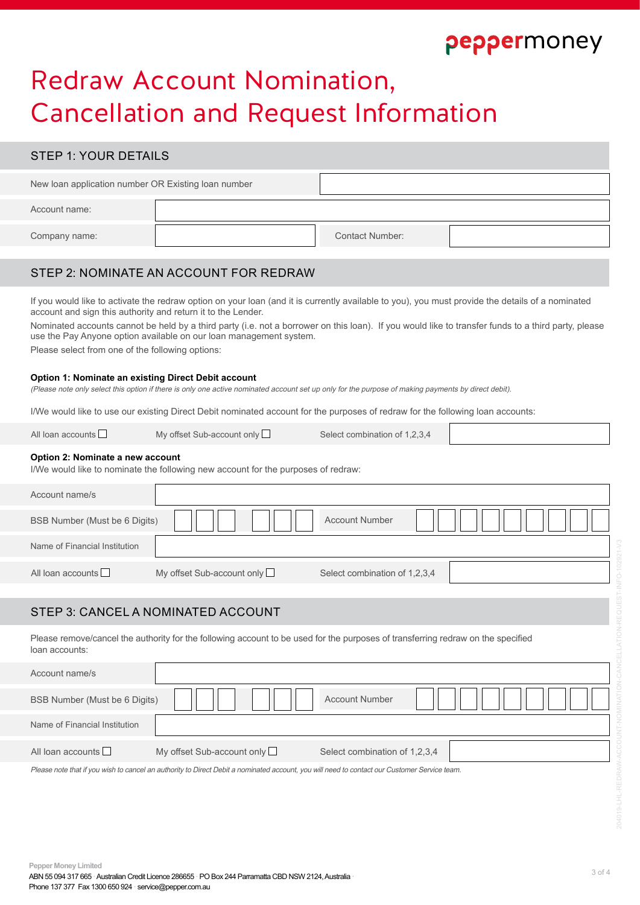# Redraw Account Nomination, Cancellation and Request Information

## STEP 1: YOUR DETAILS

| | | | |
|---|---|---|---|
| New loan application number OR Existing loan number | | | |
| Account name: | | | |
| Company name: | | Contact Number: | |

## STEP 2: NOMINATE AN ACCOUNT FOR REDRAW

If you would like to activate the redraw option on your loan (and it is currently available to you), you must provide the details of a nominated account and sign this authority and return it to the Lender.

Nominated accounts cannot be held by a third party (i.e. not a borrower on this loan). If you would like to transfer funds to a third party, please use the Pay Anyone option available on our loan management system.

Please select from one of the following options:

**Option 1: Nominate an existing Direct Debit account**

*(Please note only select this option if there is only one active nominated account set up only for the purpose of making payments by direct debit).*

I/We would like to use our existing Direct Debit nominated account for the purposes of redraw for the following loan accounts:

| | | | |
|---|---|---|---|
| All loan accounts ☐ | My offset Sub-account only ☐ | Select combination of 1,2,3,4 | |

**Option 2: Nominate a new account**

I/We would like to nominate the following new account for the purposes of redraw:

| | | | |
|---|---|---|---|
| Account name/s | | | |
| BSB Number (Must be 6 Digits) | ☐☐☐ ☐☐☐ | Account Number | ☐☐☐☐☐☐☐☐☐ |
| Name of Financial Institution | | | |
| All loan accounts ☐ | My offset Sub-account only ☐ | Select combination of 1,2,3,4 | |

## STEP 3: CANCEL A NOMINATED ACCOUNT

Please remove/cancel the authority for the following account to be used for the purposes of transferring redraw on the specified loan accounts:

| | | | |
|---|---|---|---|
| Account name/s | | | |
| BSB Number (Must be 6 Digits) | ☐☐☐ ☐☐☐ | Account Number | ☐☐☐☐☐☐☐☐☐ |
| Name of Financial Institution | | | |
| All loan accounts ☐ | My offset Sub-account only ☐ | Select combination of 1,2,3,4 | |

*Please note that if you wish to cancel an authority to Direct Debit a nominated account, you will need to contact our Customer Service team.*

Pepper Money Limited
ABN 55 094 317 665 · Australian Credit Licence 286655 · PO Box 244 Parramatta CBD NSW 2124, Australia
Phone 137 377 Fax 1300 650 924 · service@pepper.com.au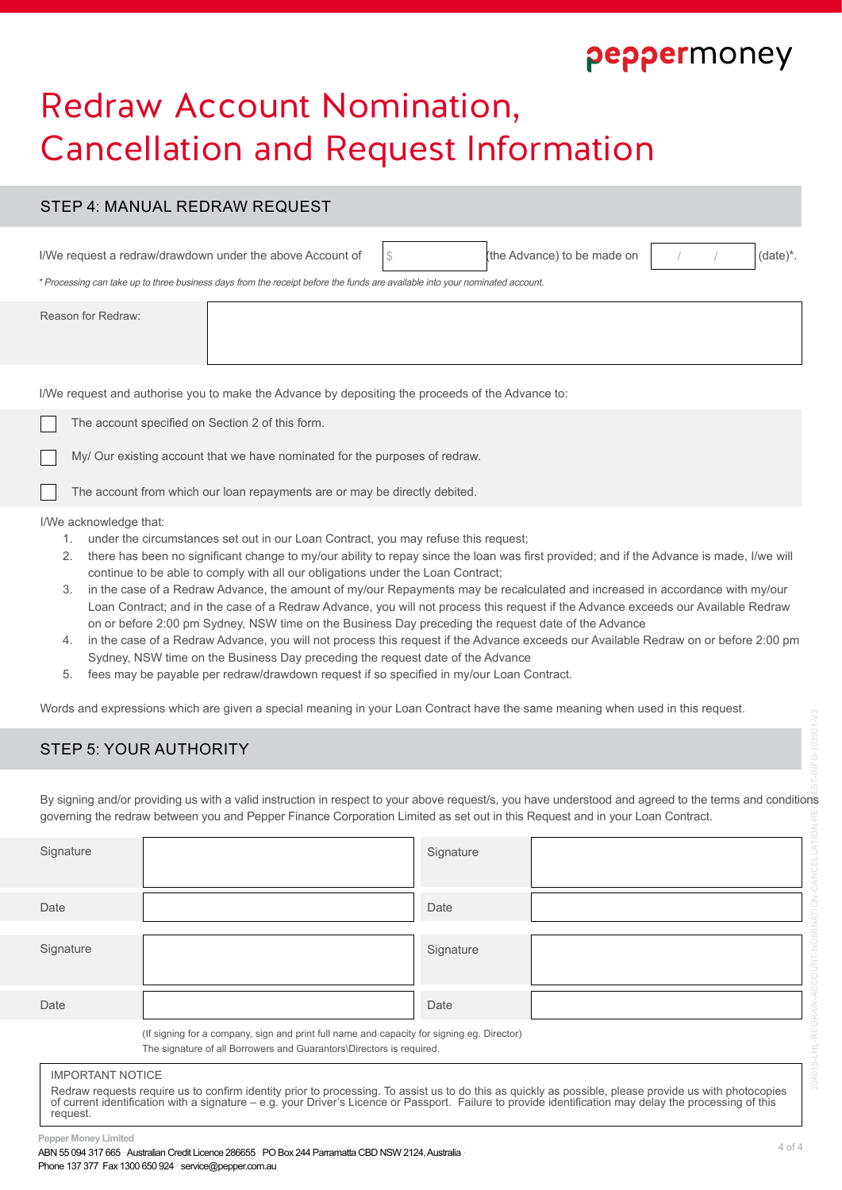# Redraw Account Nomination, Cancellation and Request Information

## STEP 4: MANUAL REDRAW REQUEST

I/We request a redraw/drawdown under the above Account of $ __________ (the Advance) to be made on ___ / ___ / ___ (date)*.

*\* Processing can take up to three business days from the receipt before the funds are available into your nominated account.*

Reason for Redraw:

I/We request and authorise you to make the Advance by depositing the proceeds of the Advance to:

- ☐ The account specified on Section 2 of this form.
- ☐ My/ Our existing account that we have nominated for the purposes of redraw.
- ☐ The account from which our loan repayments are or may be directly debited.

I/We acknowledge that:

1. under the circumstances set out in our Loan Contract, you may refuse this request;
2. there has been no significant change to my/our ability to repay since the loan was first provided; and if the Advance is made, I/we will continue to be able to comply with all our obligations under the Loan Contract;
3. in the case of a Redraw Advance, the amount of my/our Repayments may be recalculated and increased in accordance with my/our Loan Contract; and in the case of a Redraw Advance, you will not process this request if the Advance exceeds our Available Redraw on or before 2:00 pm Sydney, NSW time on the Business Day preceding the request date of the Advance
4. in the case of a Redraw Advance, you will not process this request if the Advance exceeds our Available Redraw on or before 2:00 pm Sydney, NSW time on the Business Day preceding the request date of the Advance
5. fees may be payable per redraw/drawdown request if so specified in my/our Loan Contract.

Words and expressions which are given a special meaning in your Loan Contract have the same meaning when used in this request.

## STEP 5: YOUR AUTHORITY

By signing and/or providing us with a valid instruction in respect to your above request/s, you have understood and agreed to the terms and conditions governing the redraw between you and Pepper Finance Corporation Limited as set out in this Request and in your Loan Contract.

| | | | |
|---|---|---|---|
| Signature | | Signature | |
| Date | | Date | |
| Signature | | Signature | |
| Date | | Date | |

(If signing for a company, sign and print full name and capacity for signing eg. Director)
The signature of all Borrowers and Guarantors\Directors is required.

IMPORTANT NOTICE

Redraw requests require us to confirm identity prior to processing. To assist us to do this as quickly as possible, please provide us with photocopies of current identification with a signature – e.g. your Driver's Licence or Passport. Failure to provide identification may delay the processing of this request.

Pepper Money Limited
ABN 55 094 317 665 · Australian Credit Licence 286655 · PO Box 244 Parramatta CBD NSW 2124, Australia
Phone 137 377 Fax 1300 650 924 · service@pepper.com.au